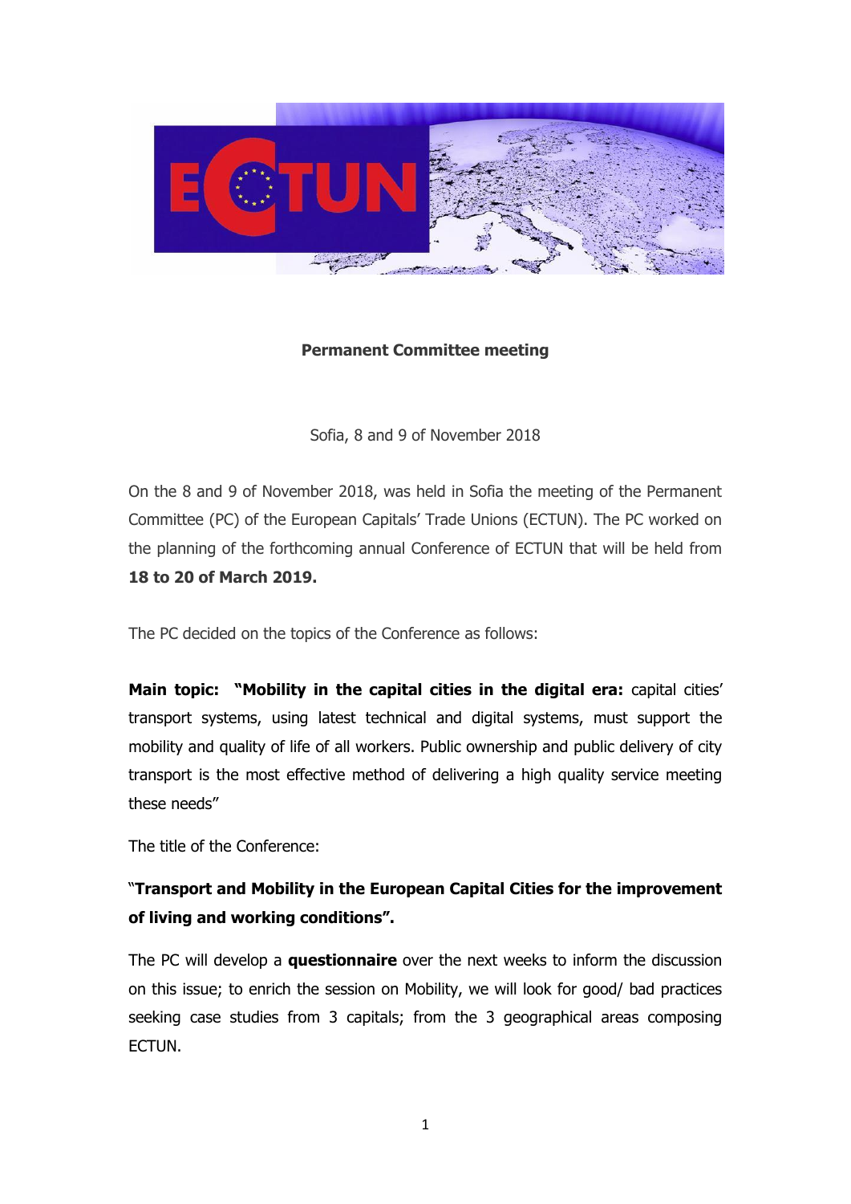**Permanent Committee meeting**

Sofia, 8 and 9 of November 2018

On the 8 and 9 of November 2018, was held in Sofia the meeting of the Permanent Committee (PC) of the European Capitals' Trade Unions (ECTUN). The PC worked on the planning of the forthcoming annual Conference of ECTUN that will be held from **18 to 20 of March 2019.**

The PC decided on the topics of the Conference as follows:

**Main topic: "Mobility in the capital cities in the digital era:** capital cities' transport systems, using latest technical and digital systems, must support the mobility and quality of life of all workers. Public ownership and public delivery of city transport is the most effective method of delivering a high quality service meeting these needs"

The title of the Conference:

"**Transport and Mobility in the European Capital Cities for the improvement of living and working conditions".**

The PC will develop a **questionnaire** over the next weeks to inform the discussion on this issue; to enrich the session on Mobility, we will look for good/ bad practices seeking case studies from 3 capitals; from the 3 geographical areas composing ECTUN.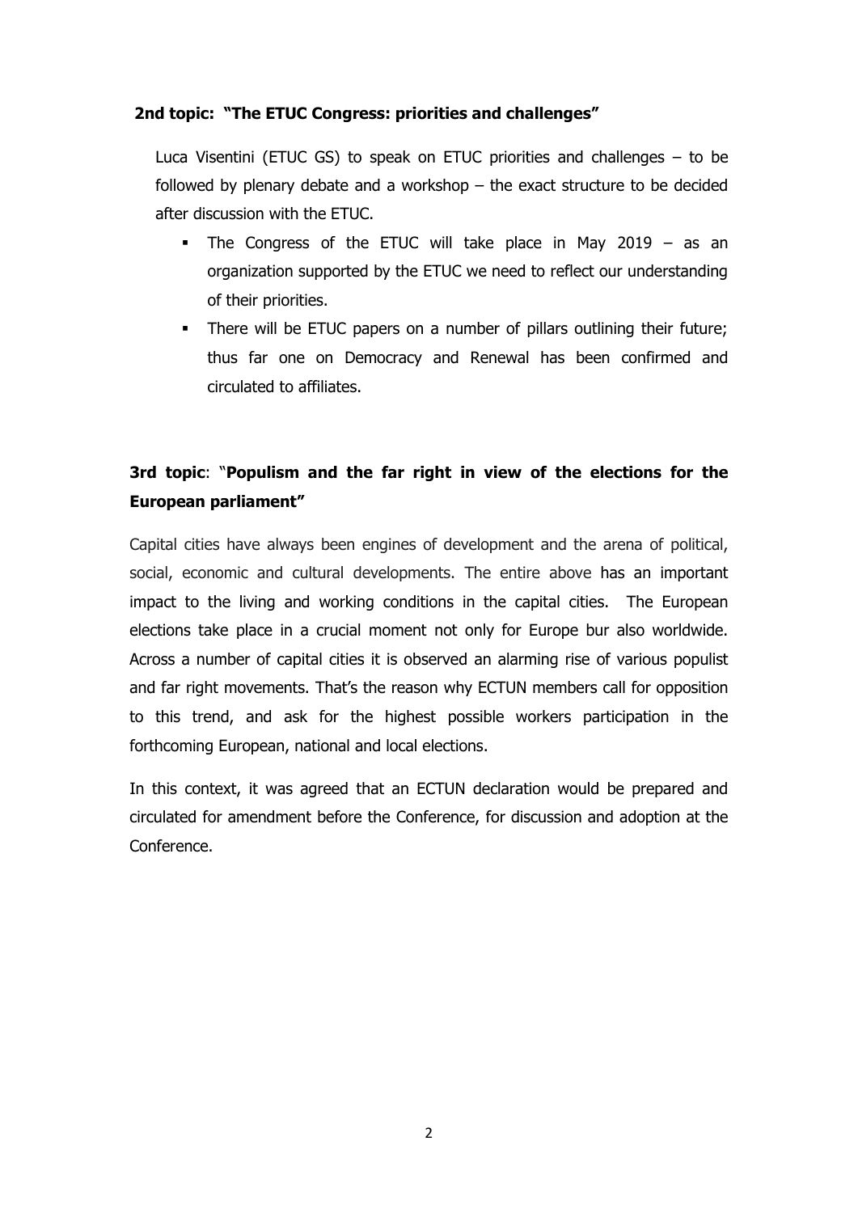**2nd topic: "The ETUC Congress: priorities and challenges"**

Luca Visentini (ETUC GS) to speak on ETUC priorities and challenges – to be followed by plenary debate and a workshop – the exact structure to be decided after discussion with the ETUC.

- The Congress of the ETUC will take place in May 2019 – as an organization supported by the ETUC we need to reflect our understanding of their priorities.
- There will be ETUC papers on a number of pillars outlining their future; thus far one on Democracy and Renewal has been confirmed and circulated to affiliates.

**3rd topic**: "**Populism and the far right in view of the elections for the European parliament"**

Capital cities have always been engines of development and the arena of political, social, economic and cultural developments. The entire above has an important impact to the living and working conditions in the capital cities. The European elections take place in a crucial moment not only for Europe bur also worldwide. Across a number of capital cities it is observed an alarming rise of various populist and far right movements. That's the reason why ECTUN members call for opposition to this trend, and ask for the highest possible workers participation in the forthcoming European, national and local elections.

In this context, it was agreed that an ECTUN declaration would be prepared and circulated for amendment before the Conference, for discussion and adoption at the Conference.